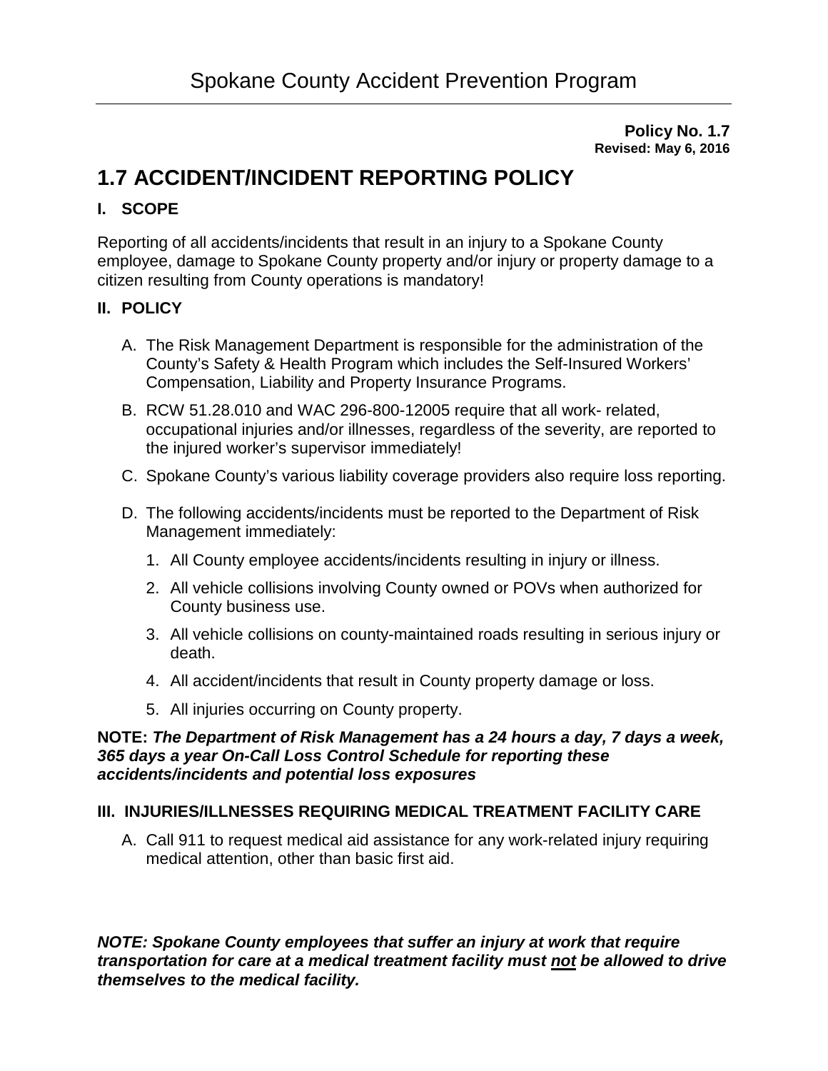# Spokane County Accident Prevention Program

**Policy No. 1.7**
**Revised: May 6, 2016**

## 1.7 ACCIDENT/INCIDENT REPORTING POLICY

### I. SCOPE

Reporting of all accidents/incidents that result in an injury to a Spokane County employee, damage to Spokane County property and/or injury or property damage to a citizen resulting from County operations is mandatory!

### II. POLICY

A. The Risk Management Department is responsible for the administration of the County's Safety & Health Program which includes the Self-Insured Workers' Compensation, Liability and Property Insurance Programs.

B. RCW 51.28.010 and WAC 296-800-12005 require that all work- related, occupational injuries and/or illnesses, regardless of the severity, are reported to the injured worker's supervisor immediately!

C. Spokane County's various liability coverage providers also require loss reporting.

D. The following accidents/incidents must be reported to the Department of Risk Management immediately:

1. All County employee accidents/incidents resulting in injury or illness.
2. All vehicle collisions involving County owned or POVs when authorized for County business use.
3. All vehicle collisions on county-maintained roads resulting in serious injury or death.
4. All accident/incidents that result in County property damage or loss.
5. All injuries occurring on County property.

**NOTE:** ***The Department of Risk Management has a 24 hours a day, 7 days a week, 365 days a year On-Call Loss Control Schedule for reporting these accidents/incidents and potential loss exposures***

### III. INJURIES/ILLNESSES REQUIRING MEDICAL TREATMENT FACILITY CARE

A. Call 911 to request medical aid assistance for any work-related injury requiring medical attention, other than basic first aid.

***NOTE: Spokane County employees that suffer an injury at work that require transportation for care at a medical treatment facility must <u>not</u> be allowed to drive themselves to the medical facility.***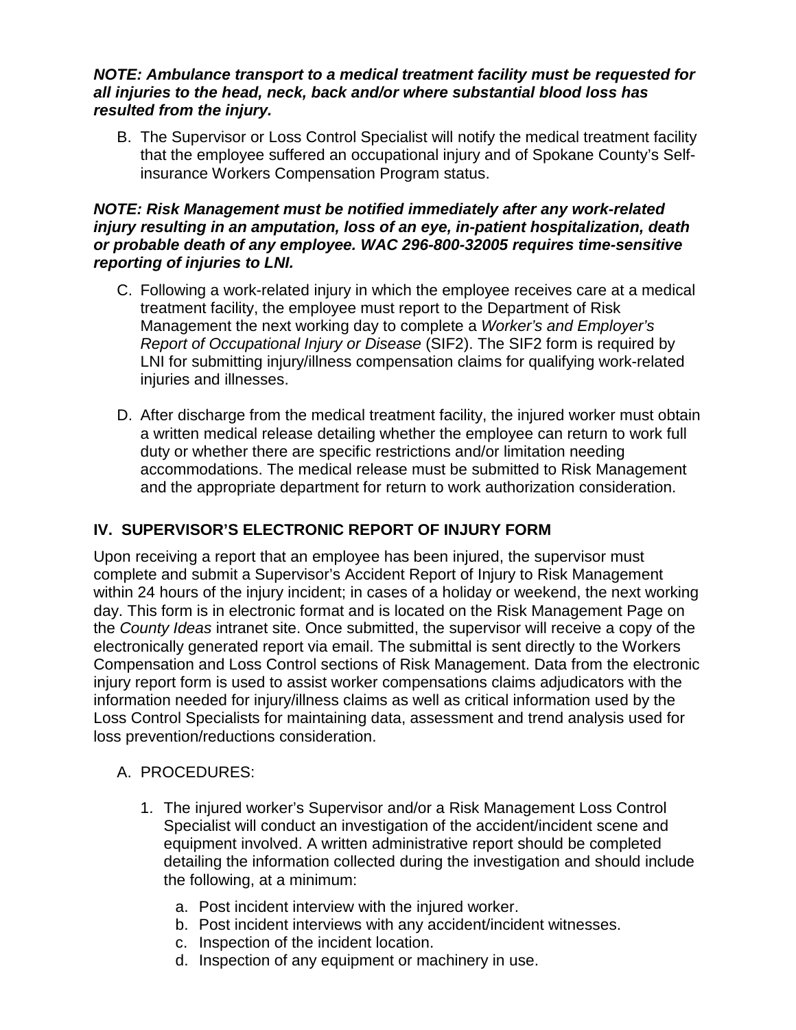***NOTE: Ambulance transport to a medical treatment facility must be requested for all injuries to the head, neck, back and/or where substantial blood loss has resulted from the injury.***

B. The Supervisor or Loss Control Specialist will notify the medical treatment facility that the employee suffered an occupational injury and of Spokane County's Self-insurance Workers Compensation Program status.

***NOTE: Risk Management must be notified immediately after any work-related injury resulting in an amputation, loss of an eye, in-patient hospitalization, death or probable death of any employee. WAC 296-800-32005 requires time-sensitive reporting of injuries to LNI.***

C. Following a work-related injury in which the employee receives care at a medical treatment facility, the employee must report to the Department of Risk Management the next working day to complete a *Worker's and Employer's Report of Occupational Injury or Disease* (SIF2). The SIF2 form is required by LNI for submitting injury/illness compensation claims for qualifying work-related injuries and illnesses.

D. After discharge from the medical treatment facility, the injured worker must obtain a written medical release detailing whether the employee can return to work full duty or whether there are specific restrictions and/or limitation needing accommodations. The medical release must be submitted to Risk Management and the appropriate department for return to work authorization consideration.

## IV. SUPERVISOR'S ELECTRONIC REPORT OF INJURY FORM

Upon receiving a report that an employee has been injured, the supervisor must complete and submit a Supervisor's Accident Report of Injury to Risk Management within 24 hours of the injury incident; in cases of a holiday or weekend, the next working day. This form is in electronic format and is located on the Risk Management Page on the *County Ideas* intranet site. Once submitted, the supervisor will receive a copy of the electronically generated report via email. The submittal is sent directly to the Workers Compensation and Loss Control sections of Risk Management. Data from the electronic injury report form is used to assist worker compensations claims adjudicators with the information needed for injury/illness claims as well as critical information used by the Loss Control Specialists for maintaining data, assessment and trend analysis used for loss prevention/reductions consideration.

A. PROCEDURES:

1. The injured worker's Supervisor and/or a Risk Management Loss Control Specialist will conduct an investigation of the accident/incident scene and equipment involved. A written administrative report should be completed detailing the information collected during the investigation and should include the following, at a minimum:

   a. Post incident interview with the injured worker.
   b. Post incident interviews with any accident/incident witnesses.
   c. Inspection of the incident location.
   d. Inspection of any equipment or machinery in use.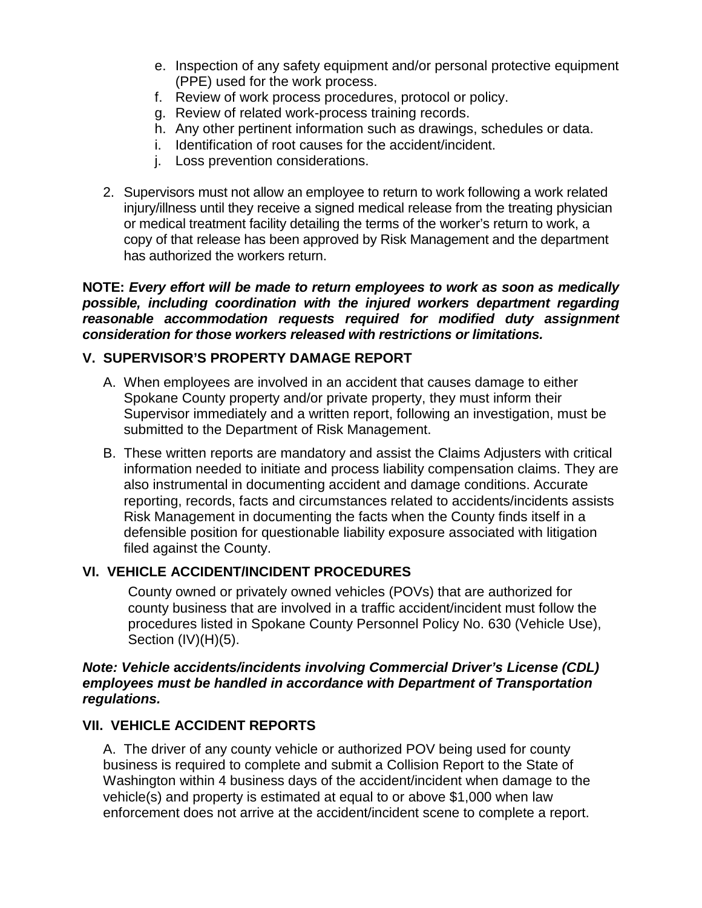e. Inspection of any safety equipment and/or personal protective equipment (PPE) used for the work process.
f. Review of work process procedures, protocol or policy.
g. Review of related work-process training records.
h. Any other pertinent information such as drawings, schedules or data.
i. Identification of root causes for the accident/incident.
j. Loss prevention considerations.

2. Supervisors must not allow an employee to return to work following a work related injury/illness until they receive a signed medical release from the treating physician or medical treatment facility detailing the terms of the worker's return to work, a copy of that release has been approved by Risk Management and the department has authorized the workers return.

**NOTE:** ***Every effort will be made to return employees to work as soon as medically possible, including coordination with the injured workers department regarding reasonable accommodation requests required for modified duty assignment consideration for those workers released with restrictions or limitations.***

## V. SUPERVISOR'S PROPERTY DAMAGE REPORT

A. When employees are involved in an accident that causes damage to either Spokane County property and/or private property, they must inform their Supervisor immediately and a written report, following an investigation, must be submitted to the Department of Risk Management.

B. These written reports are mandatory and assist the Claims Adjusters with critical information needed to initiate and process liability compensation claims. They are also instrumental in documenting accident and damage conditions. Accurate reporting, records, facts and circumstances related to accidents/incidents assists Risk Management in documenting the facts when the County finds itself in a defensible position for questionable liability exposure associated with litigation filed against the County.

## VI. VEHICLE ACCIDENT/INCIDENT PROCEDURES

County owned or privately owned vehicles (POVs) that are authorized for county business that are involved in a traffic accident/incident must follow the procedures listed in Spokane County Personnel Policy No. 630 (Vehicle Use), Section (IV)(H)(5).

***Note: Vehicle accidents/incidents involving Commercial Driver's License (CDL) employees must be handled in accordance with Department of Transportation regulations.***

## VII. VEHICLE ACCIDENT REPORTS

A. The driver of any county vehicle or authorized POV being used for county business is required to complete and submit a Collision Report to the State of Washington within 4 business days of the accident/incident when damage to the vehicle(s) and property is estimated at equal to or above $1,000 when law enforcement does not arrive at the accident/incident scene to complete a report.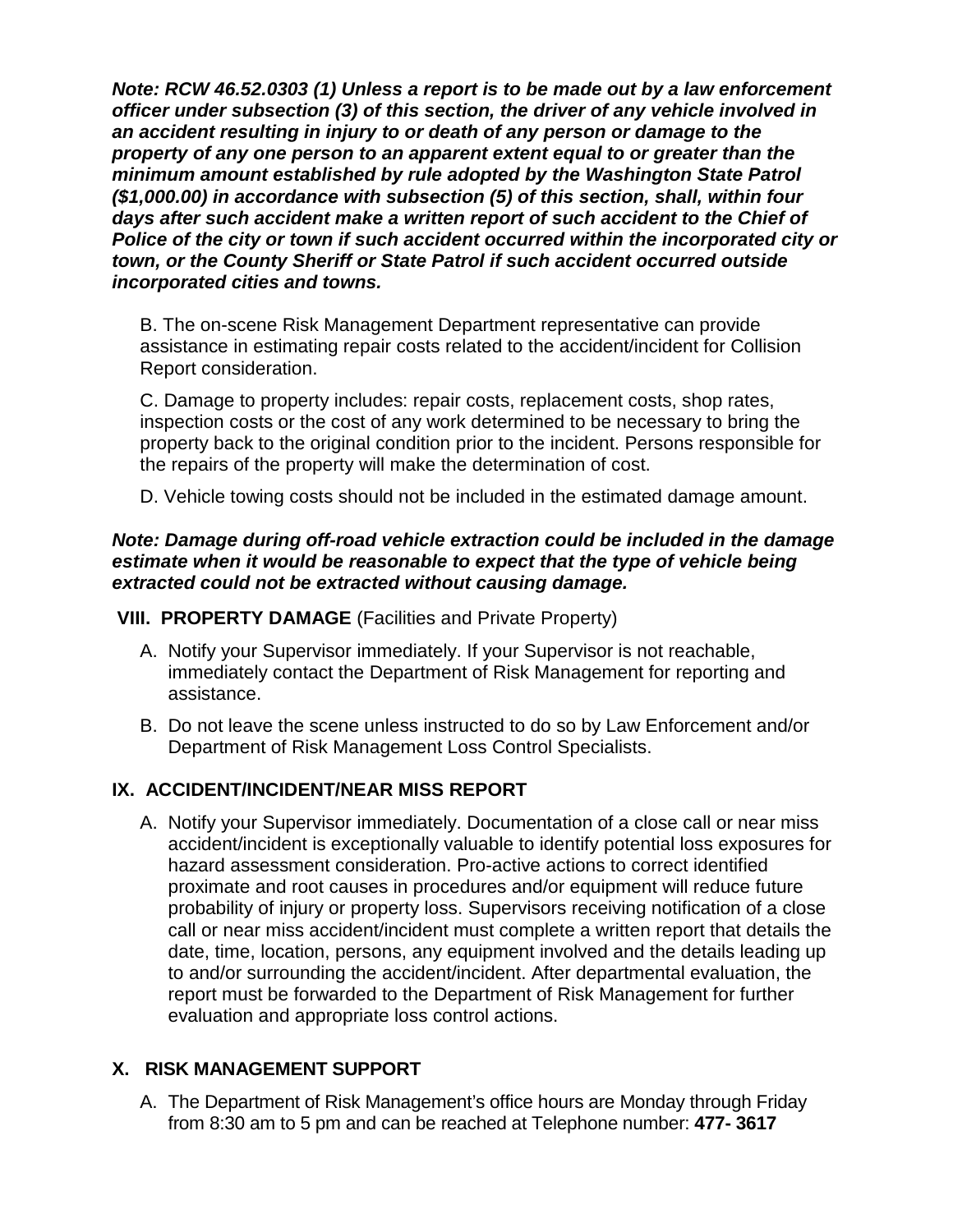***Note: RCW 46.52.0303 (1) Unless a report is to be made out by a law enforcement officer under subsection (3) of this section, the driver of any vehicle involved in an accident resulting in injury to or death of any person or damage to the property of any one person to an apparent extent equal to or greater than the minimum amount established by rule adopted by the Washington State Patrol ($1,000.00) in accordance with subsection (5) of this section, shall, within four days after such accident make a written report of such accident to the Chief of Police of the city or town if such accident occurred within the incorporated city or town, or the County Sheriff or State Patrol if such accident occurred outside incorporated cities and towns.***

B. The on-scene Risk Management Department representative can provide assistance in estimating repair costs related to the accident/incident for Collision Report consideration.

C. Damage to property includes: repair costs, replacement costs, shop rates, inspection costs or the cost of any work determined to be necessary to bring the property back to the original condition prior to the incident. Persons responsible for the repairs of the property will make the determination of cost.

D. Vehicle towing costs should not be included in the estimated damage amount.

***Note: Damage during off-road vehicle extraction could be included in the damage estimate when it would be reasonable to expect that the type of vehicle being extracted could not be extracted without causing damage.***

## VIII. PROPERTY DAMAGE (Facilities and Private Property)

A. Notify your Supervisor immediately. If your Supervisor is not reachable, immediately contact the Department of Risk Management for reporting and assistance.

B. Do not leave the scene unless instructed to do so by Law Enforcement and/or Department of Risk Management Loss Control Specialists.

## IX. ACCIDENT/INCIDENT/NEAR MISS REPORT

A. Notify your Supervisor immediately. Documentation of a close call or near miss accident/incident is exceptionally valuable to identify potential loss exposures for hazard assessment consideration. Pro-active actions to correct identified proximate and root causes in procedures and/or equipment will reduce future probability of injury or property loss. Supervisors receiving notification of a close call or near miss accident/incident must complete a written report that details the date, time, location, persons, any equipment involved and the details leading up to and/or surrounding the accident/incident. After departmental evaluation, the report must be forwarded to the Department of Risk Management for further evaluation and appropriate loss control actions.

## X. RISK MANAGEMENT SUPPORT

A. The Department of Risk Management's office hours are Monday through Friday from 8:30 am to 5 pm and can be reached at Telephone number: **477- 3617**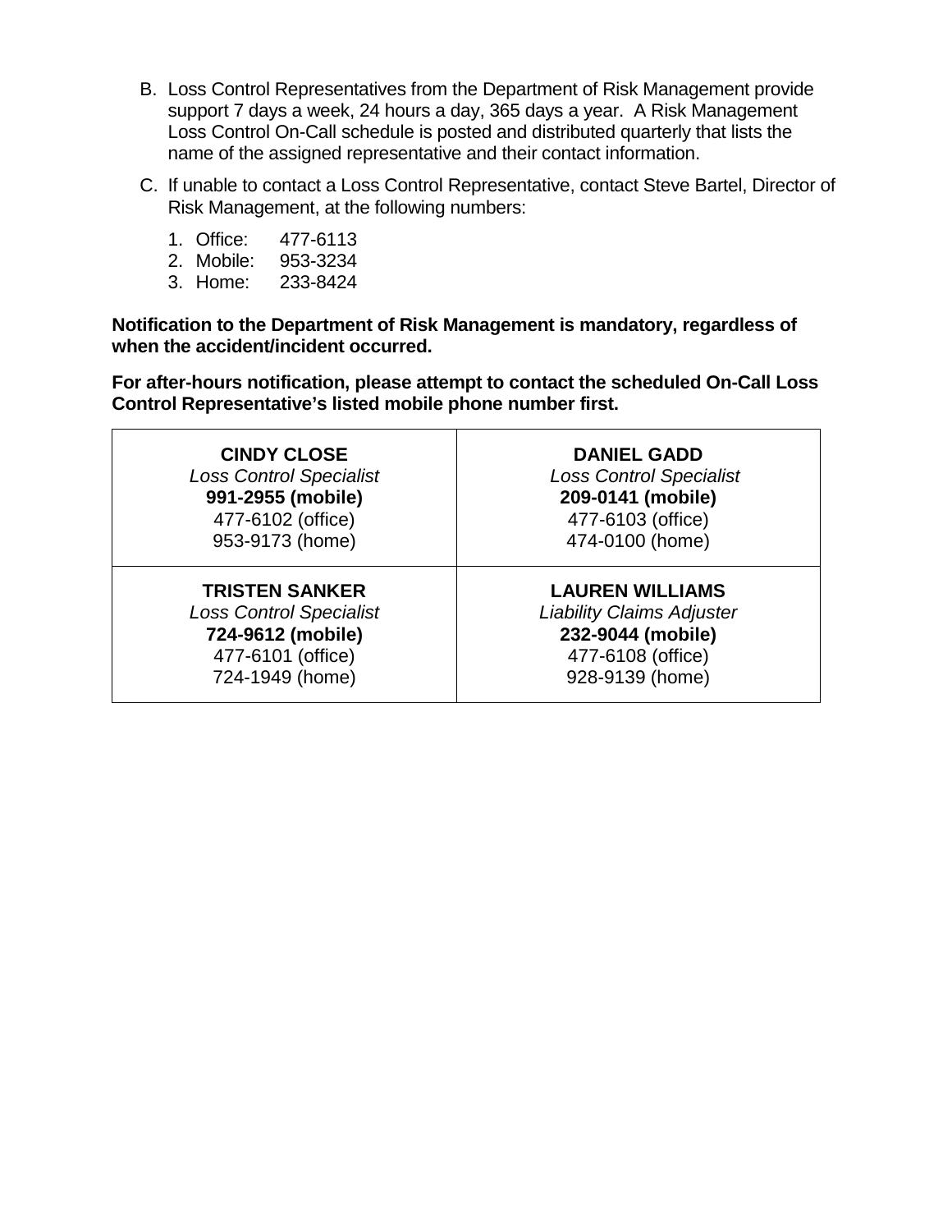B. Loss Control Representatives from the Department of Risk Management provide support 7 days a week, 24 hours a day, 365 days a year. A Risk Management Loss Control On-Call schedule is posted and distributed quarterly that lists the name of the assigned representative and their contact information.

C. If unable to contact a Loss Control Representative, contact Steve Bartel, Director of Risk Management, at the following numbers:

   1. Office: 477-6113
   2. Mobile: 953-3234
   3. Home: 233-8424

**Notification to the Department of Risk Management is mandatory, regardless of when the accident/incident occurred.**

**For after-hours notification, please attempt to contact the scheduled On-Call Loss Control Representative's listed mobile phone number first.**

| | |
|---|---|
| **CINDY CLOSE**<br>*Loss Control Specialist*<br>**991-2955 (mobile)**<br>477-6102 (office)<br>953-9173 (home) | **DANIEL GADD**<br>*Loss Control Specialist*<br>**209-0141 (mobile)**<br>477-6103 (office)<br>474-0100 (home) |
| **TRISTEN SANKER**<br>*Loss Control Specialist*<br>**724-9612 (mobile)**<br>477-6101 (office)<br>724-1949 (home) | **LAUREN WILLIAMS**<br>*Liability Claims Adjuster*<br>**232-9044 (mobile)**<br>477-6108 (office)<br>928-9139 (home) |